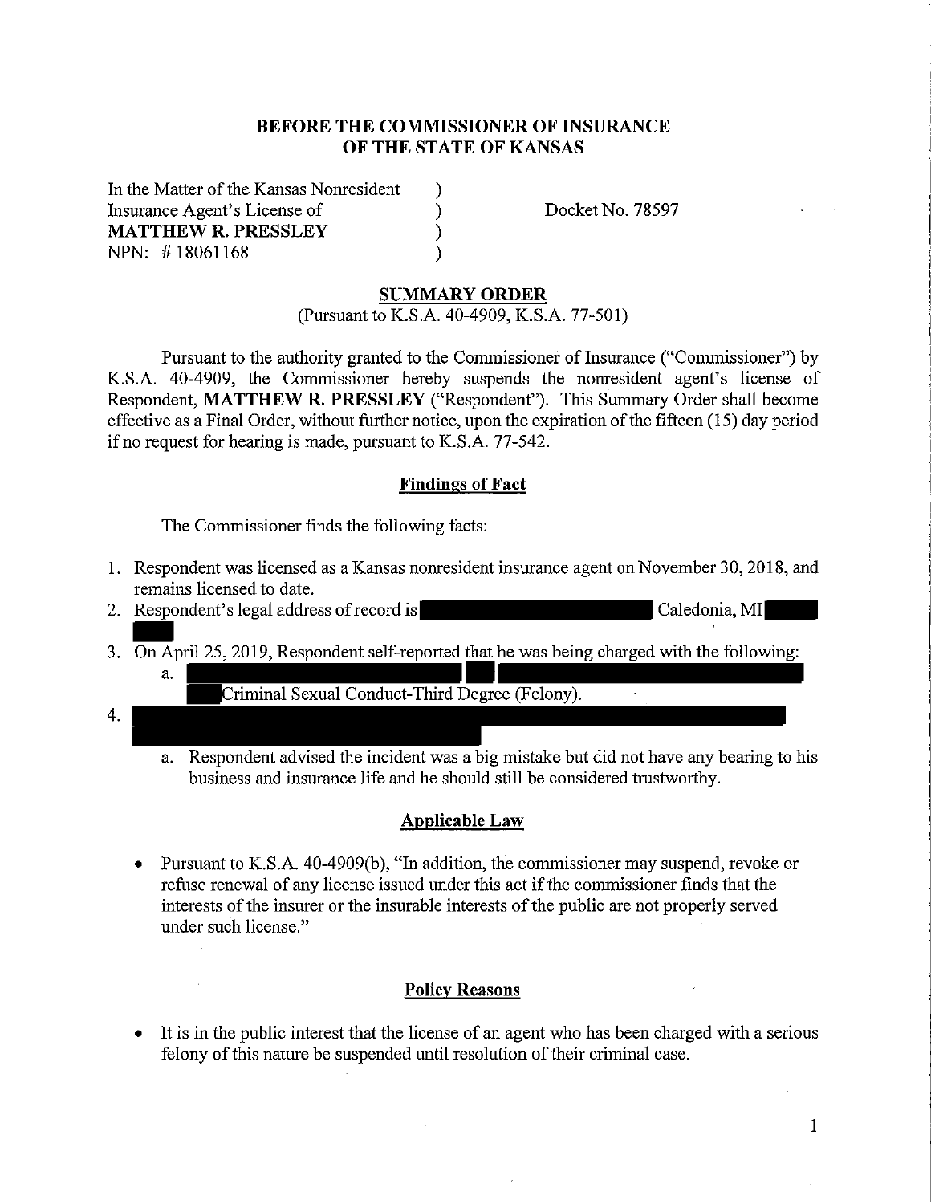**BEFORE THE COMMISSIONER OF INSURANCE**
**OF THE STATE OF KANSAS**

In the Matter of the Kansas Nonresident )
Insurance Agent's License of )
**MATTHEW R. PRESSLEY** )
NPN: # 18061168 )

Docket No. 78597

## SUMMARY ORDER

(Pursuant to K.S.A. 40-4909, K.S.A. 77-501)

Pursuant to the authority granted to the Commissioner of Insurance ("Commissioner") by K.S.A. 40-4909, the Commissioner hereby suspends the nonresident agent's license of Respondent, **MATTHEW R. PRESSLEY** ("Respondent"). This Summary Order shall become effective as a Final Order, without further notice, upon the expiration of the fifteen (15) day period if no request for hearing is made, pursuant to K.S.A. 77-542.

### Findings of Fact

The Commissioner finds the following facts:

1. Respondent was licensed as a Kansas nonresident insurance agent on November 30, 2018, and remains licensed to date.
2. Respondent's legal address of record is Caledonia, MI
3. On April 25, 2019, Respondent self-reported that he was being charged with the following:
   a. Criminal Sexual Conduct-Third Degree (Felony).
4. 
   a. Respondent advised the incident was a big mistake but did not have any bearing to his business and insurance life and he should still be considered trustworthy.

### Applicable Law

- Pursuant to K.S.A. 40-4909(b), "In addition, the commissioner may suspend, revoke or refuse renewal of any license issued under this act if the commissioner finds that the interests of the insurer or the insurable interests of the public are not properly served under such license."

### Policy Reasons

- It is in the public interest that the license of an agent who has been charged with a serious felony of this nature be suspended until resolution of their criminal case.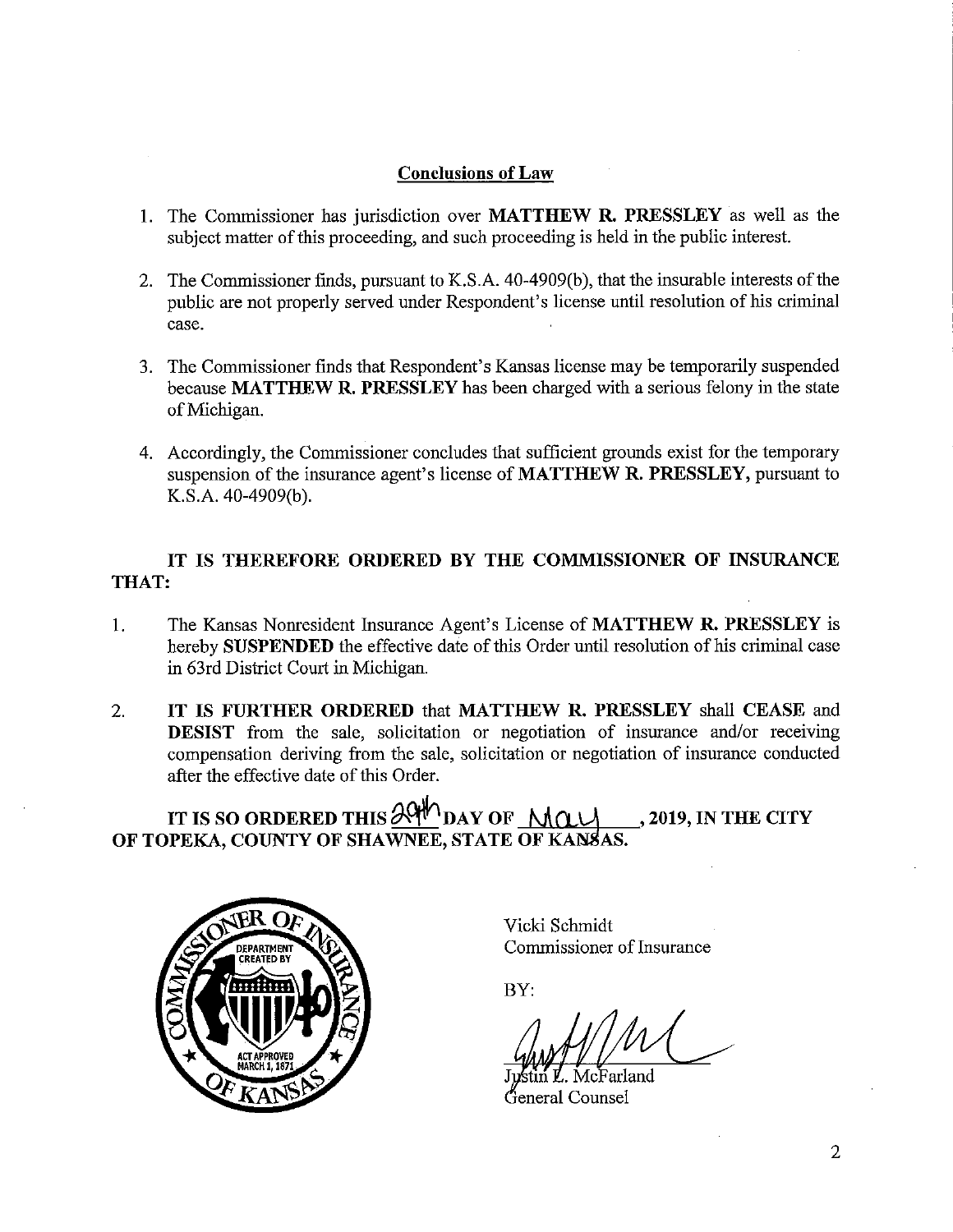## Conclusions of Law

1. The Commissioner has jurisdiction over **MATTHEW R. PRESSLEY** as well as the subject matter of this proceeding, and such proceeding is held in the public interest.

2. The Commissioner finds, pursuant to K.S.A. 40-4909(b), that the insurable interests of the public are not properly served under Respondent's license until resolution of his criminal case.

3. The Commissioner finds that Respondent's Kansas license may be temporarily suspended because **MATTHEW R. PRESSLEY** has been charged with a serious felony in the state of Michigan.

4. Accordingly, the Commissioner concludes that sufficient grounds exist for the temporary suspension of the insurance agent's license of **MATTHEW R. PRESSLEY,** pursuant to K.S.A. 40-4909(b).

**IT IS THEREFORE ORDERED BY THE COMMISSIONER OF INSURANCE THAT:**

1. The Kansas Nonresident Insurance Agent's License of **MATTHEW R. PRESSLEY** is hereby **SUSPENDED** the effective date of this Order until resolution of his criminal case in 63rd District Court in Michigan.

2. **IT IS FURTHER ORDERED** that **MATTHEW R. PRESSLEY** shall **CEASE** and **DESIST** from the sale, solicitation or negotiation of insurance and/or receiving compensation deriving from the sale, solicitation or negotiation of insurance conducted after the effective date of this Order.

**IT IS SO ORDERED THIS 29th DAY OF May, 2019, IN THE CITY OF TOPEKA, COUNTY OF SHAWNEE, STATE OF KANSAS.**

Vicki Schmidt
Commissioner of Insurance

BY:

Justin L. McFarland
General Counsel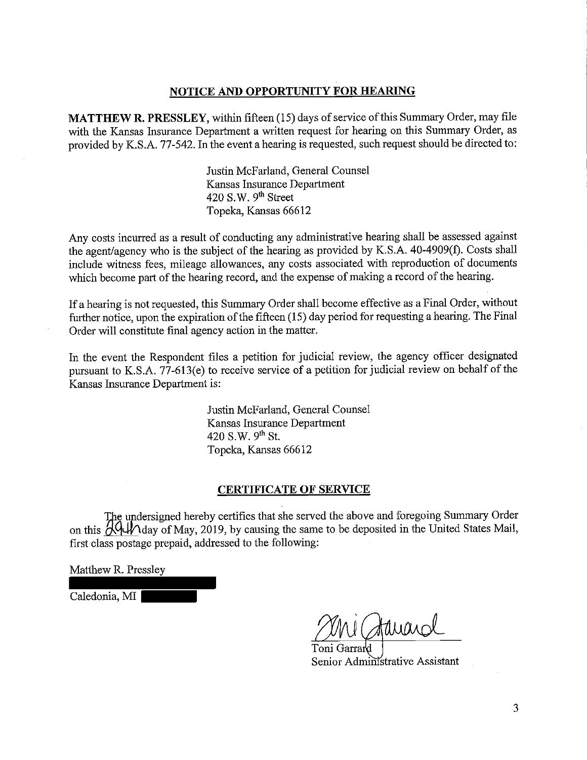## NOTICE AND OPPORTUNITY FOR HEARING

**MATTHEW R. PRESSLEY**, within fifteen (15) days of service of this Summary Order, may file with the Kansas Insurance Department a written request for hearing on this Summary Order, as provided by K.S.A. 77-542. In the event a hearing is requested, such request should be directed to:

> Justin McFarland, General Counsel
> Kansas Insurance Department
> 420 S.W. 9th Street
> Topeka, Kansas 66612

Any costs incurred as a result of conducting any administrative hearing shall be assessed against the agent/agency who is the subject of the hearing as provided by K.S.A. 40-4909(f). Costs shall include witness fees, mileage allowances, any costs associated with reproduction of documents which become part of the hearing record, and the expense of making a record of the hearing.

If a hearing is not requested, this Summary Order shall become effective as a Final Order, without further notice, upon the expiration of the fifteen (15) day period for requesting a hearing. The Final Order will constitute final agency action in the matter.

In the event the Respondent files a petition for judicial review, the agency officer designated pursuant to K.S.A. 77-613(e) to receive service of a petition for judicial review on behalf of the Kansas Insurance Department is:

> Justin McFarland, General Counsel
> Kansas Insurance Department
> 420 S.W. 9th St.
> Topeka, Kansas 66612

## CERTIFICATE OF SERVICE

The undersigned hereby certifies that she served the above and foregoing Summary Order on this 29th day of May, 2019, by causing the same to be deposited in the United States Mail, first class postage prepaid, addressed to the following:

Matthew R. Pressley
[REDACTED]
Caledonia, MI [REDACTED]

Toni Garrard
Senior Administrative Assistant